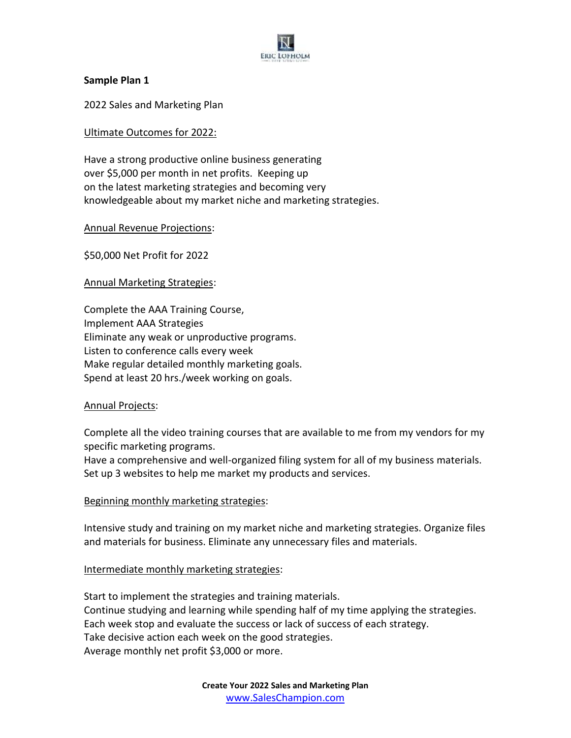**Sample Plan 1**

2022 Sales and Marketing Plan

Ultimate Outcomes for 2022:

Have a strong productive online business generating over $5,000 per month in net profits. Keeping up on the latest marketing strategies and becoming very knowledgeable about my market niche and marketing strategies.

Annual Revenue Projections:

$50,000 Net Profit for 2022

Annual Marketing Strategies:

Complete the AAA Training Course,
Implement AAA Strategies
Eliminate any weak or unproductive programs.
Listen to conference calls every week
Make regular detailed monthly marketing goals.
Spend at least 20 hrs./week working on goals.

Annual Projects:

Complete all the video training courses that are available to me from my vendors for my specific marketing programs.
Have a comprehensive and well-organized filing system for all of my business materials.
Set up 3 websites to help me market my products and services.

Beginning monthly marketing strategies:

Intensive study and training on my market niche and marketing strategies. Organize files and materials for business. Eliminate any unnecessary files and materials.

Intermediate monthly marketing strategies:

Start to implement the strategies and training materials.
Continue studying and learning while spending half of my time applying the strategies.
Each week stop and evaluate the success or lack of success of each strategy.
Take decisive action each week on the good strategies.
Average monthly net profit $3,000 or more.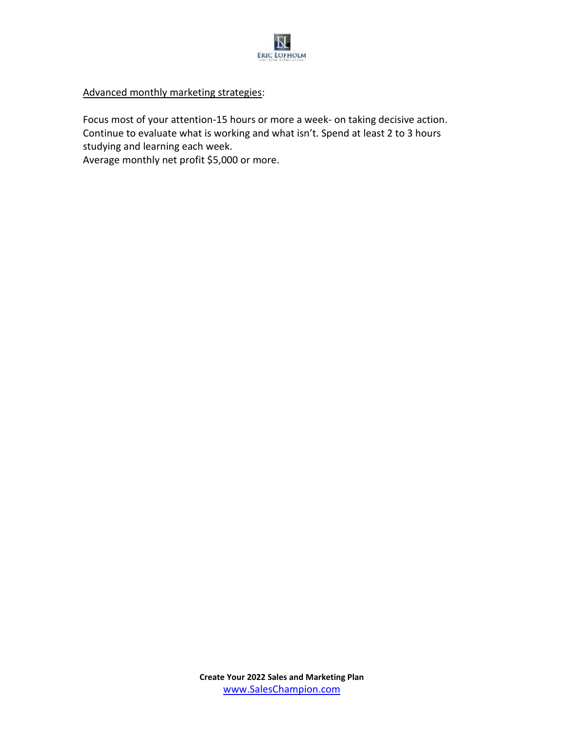<u>Advanced monthly marketing strategies</u>:

Focus most of your attention-15 hours or more a week- on taking decisive action. Continue to evaluate what is working and what isn't. Spend at least 2 to 3 hours studying and learning each week.
Average monthly net profit $5,000 or more.